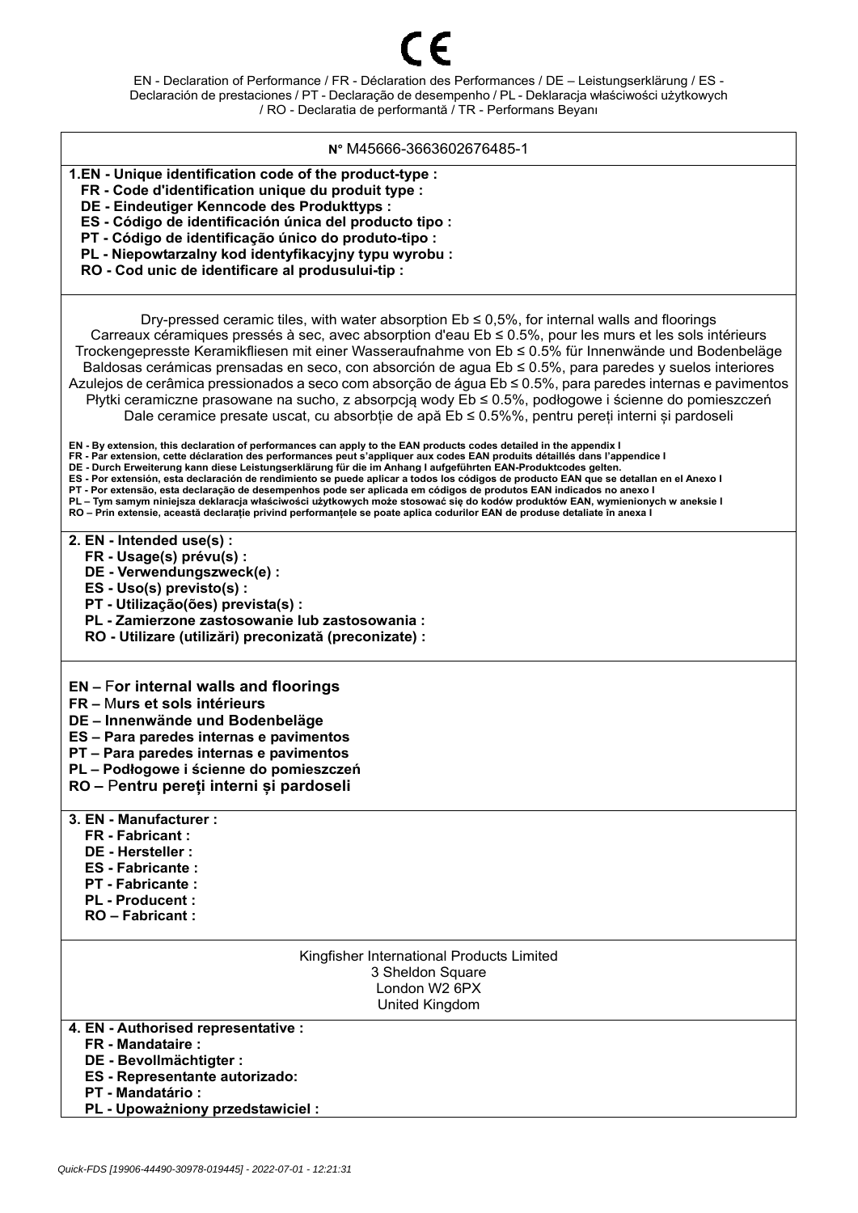CE

EN - Declaration of Performance / FR - Déclaration des Performances / DE – Leistungserklärung / ES - Declaración de prestaciones / PT - Declaração de desempenho / PL - Deklaracja właściwości użytkowych / RO - Declaratia de performantă / TR - Performans Beyanı

N° M45666-3663602676485-1

**1.EN - Unique identification code of the product-type :**
**FR - Code d'identification unique du produit type :**
**DE - Eindeutiger Kenncode des Produkttyps :**
**ES - Código de identificación única del producto tipo :**
**PT - Código de identificação único do produto-tipo :**
**PL - Niepowtarzalny kod identyfikacyjny typu wyrobu :**
**RO - Cod unic de identificare al produsului-tip :**

Dry-pressed ceramic tiles, with water absorption Eb ≤ 0,5%, for internal walls and floorings
Carreaux céramiques pressés à sec, avec absorption d'eau Eb ≤ 0.5%, pour les murs et les sols intérieurs
Trockengepresste Keramikfliesen mit einer Wasseraufnahme von Eb ≤ 0.5% für Innenwände und Bodenbeläge
Baldosas cerámicas prensadas en seco, con absorción de agua Eb ≤ 0.5%, para paredes y suelos interiores
Azulejos de cerâmica pressionados a seco com absorção de água Eb ≤ 0.5%, para paredes internas e pavimentos
Płytki ceramiczne prasowane na sucho, z absorpcją wody Eb ≤ 0.5%, podłogowe i ścienne do pomieszczeń
Dale ceramice presate uscat, cu absorbție de apă Eb ≤ 0.5%%, pentru pereți interni și pardoseli

**EN - By extension, this declaration of performances can apply to the EAN products codes detailed in the appendix I**
**FR - Par extension, cette déclaration des performances peut s'appliquer aux codes EAN produits détaillés dans l'appendice I**
**DE - Durch Erweiterung kann diese Leistungserklärung für die im Anhang I aufgeführten EAN-Produktcodes gelten.**
**ES - Por extensión, esta declaración de rendimiento se puede aplicar a todos los códigos de producto EAN que se detallan en el Anexo I**
**PT - Por extensão, esta declaração de desempenhos pode ser aplicada em códigos de produtos EAN indicados no anexo I**
**PL – Tym samym niniejsza deklaracja właściwości użytkowych może stosować się do kodów produktów EAN, wymienionych w aneksie I**
**RO – Prin extensie, această declarație privind performanțele se poate aplica codurilor EAN de produse detaliate în anexa I**

**2. EN - Intended use(s) :**
**FR - Usage(s) prévu(s) :**
**DE - Verwendungszweck(e) :**
**ES - Uso(s) previsto(s) :**
**PT - Utilização(ões) prevista(s) :**
**PL - Zamierzone zastosowanie lub zastosowania :**
**RO - Utilizare (utilizări) preconizată (preconizate) :**

**EN – For internal walls and floorings**
**FR – Murs et sols intérieurs**
**DE – Innenwände und Bodenbeläge**
**ES – Para paredes internas e pavimentos**
**PT – Para paredes internas e pavimentos**
**PL – Podłogowe i ścienne do pomieszczeń**
**RO – Pentru pereți interni și pardoseli**

**3. EN - Manufacturer :**
**FR - Fabricant :**
**DE - Hersteller :**
**ES - Fabricante :**
**PT - Fabricante :**
**PL - Producent :**
**RO – Fabricant :**

Kingfisher International Products Limited
3 Sheldon Square
London W2 6PX
United Kingdom

**4. EN - Authorised representative :**
**FR - Mandataire :**
**DE - Bevollmächtigter :**
**ES - Representante autorizado:**
**PT - Mandatário :**
**PL - Upoważniony przedstawiciel :**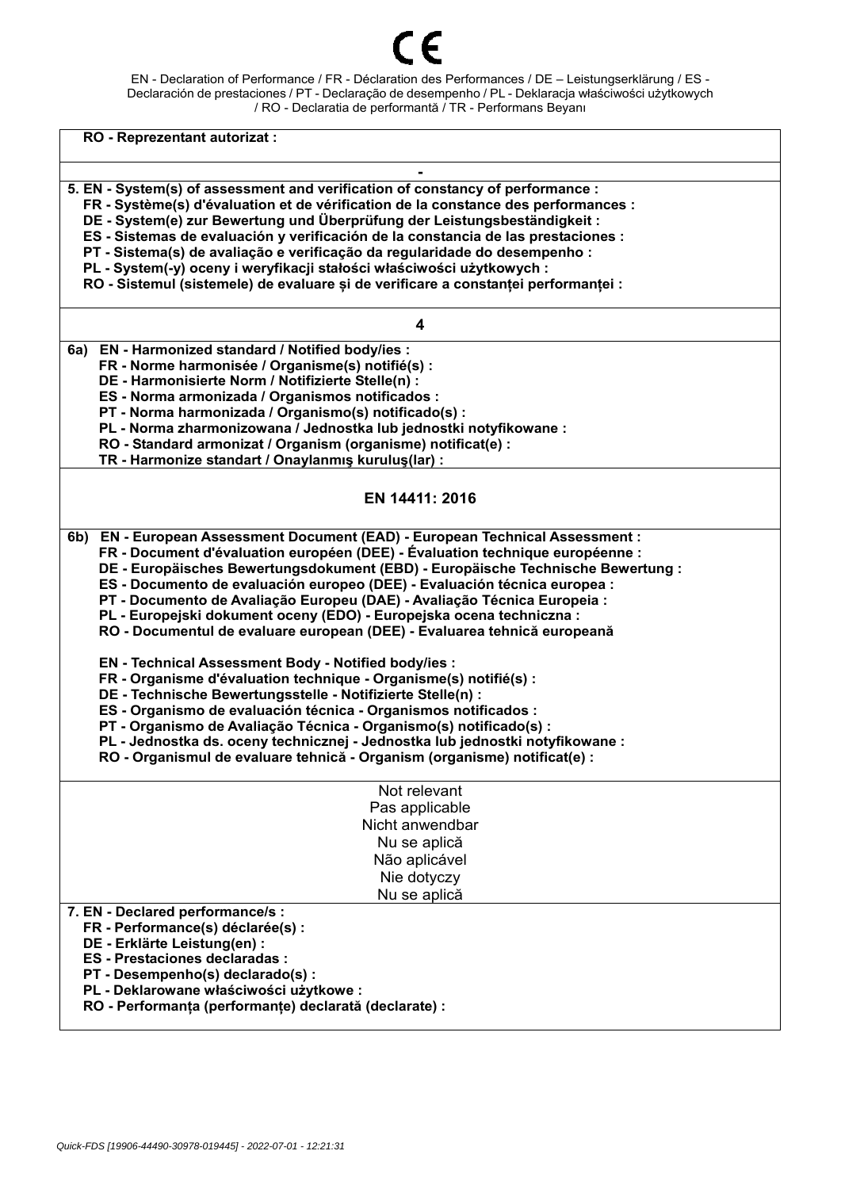CE

EN - Declaration of Performance / FR - Déclaration des Performances / DE – Leistungserklärung / ES - Declaración de prestaciones / PT - Declaração de desempenho / PL - Deklaracja właściwości użytkowych / RO - Declaratia de performantă / TR - Performans Beyanı

**RO - Reprezentant autorizat :**

-

**5. EN - System(s) of assessment and verification of constancy of performance :**
**FR - Système(s) d'évaluation et de vérification de la constance des performances :**
**DE - System(e) zur Bewertung und Überprüfung der Leistungsbeständigkeit :**
**ES - Sistemas de evaluación y verificación de la constancia de las prestaciones :**
**PT - Sistema(s) de avaliação e verificação da regularidade do desempenho :**
**PL - System(-y) oceny i weryfikacji stałości właściwości użytkowych :**
**RO - Sistemul (sistemele) de evaluare și de verificare a constanței performanței :**

**4**

**6a) EN - Harmonized standard / Notified body/ies :**
**FR - Norme harmonisée / Organisme(s) notifié(s) :**
**DE - Harmonisierte Norm / Notifizierte Stelle(n) :**
**ES - Norma armonizada / Organismos notificados :**
**PT - Norma harmonizada / Organismo(s) notificado(s) :**
**PL - Norma zharmonizowana / Jednostka lub jednostki notyfikowane :**
**RO - Standard armonizat / Organism (organisme) notificat(e) :**
**TR - Harmonize standart / Onaylanmış kuruluş(lar) :**

**EN 14411: 2016**

**6b) EN - European Assessment Document (EAD) - European Technical Assessment :**
**FR - Document d'évaluation européen (DEE) - Évaluation technique européenne :**
**DE - Europäisches Bewertungsdokument (EBD) - Europäische Technische Bewertung :**
**ES - Documento de evaluación europeo (DEE) - Evaluación técnica europea :**
**PT - Documento de Avaliação Europeu (DAE) - Avaliação Técnica Europeia :**
**PL - Europejski dokument oceny (EDO) - Europejska ocena techniczna :**
**RO - Documentul de evaluare european (DEE) - Evaluarea tehnică europeană**

**EN - Technical Assessment Body - Notified body/ies :**
**FR - Organisme d'évaluation technique - Organisme(s) notifié(s) :**
**DE - Technische Bewertungsstelle - Notifizierte Stelle(n) :**
**ES - Organismo de evaluación técnica - Organismos notificados :**
**PT - Organismo de Avaliação Técnica - Organismo(s) notificado(s) :**
**PL - Jednostka ds. oceny technicznej - Jednostka lub jednostki notyfikowane :**
**RO - Organismul de evaluare tehnică - Organism (organisme) notificat(e) :**

Not relevant
Pas applicable
Nicht anwendbar
Nu se aplică
Não aplicável
Nie dotyczy
Nu se aplică

**7. EN - Declared performance/s :**
**FR - Performance(s) déclarée(s) :**
**DE - Erklärte Leistung(en) :**
**ES - Prestaciones declaradas :**
**PT - Desempenho(s) declarado(s) :**
**PL - Deklarowane właściwości użytkowe :**
**RO - Performanța (performanțe) declarată (declarate) :**

*Quick-FDS [19906-44490-30978-019445] - 2022-07-01 - 12:21:31*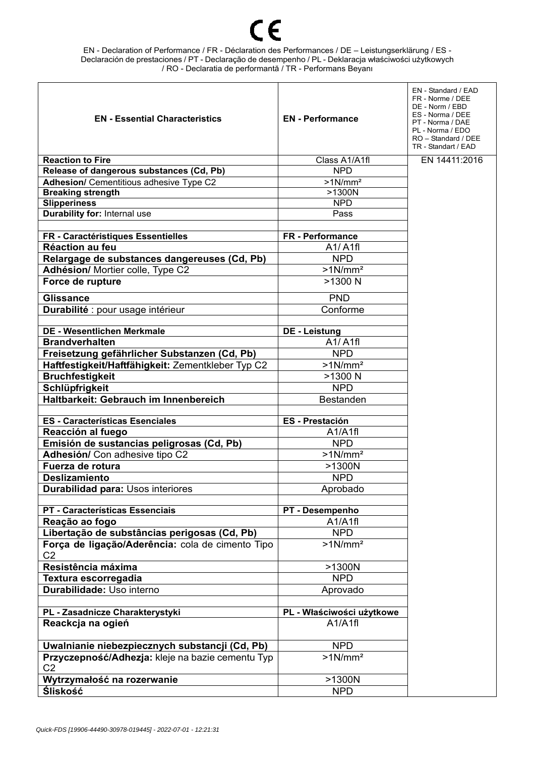CE

EN - Declaration of Performance / FR - Déclaration des Performances / DE – Leistungserklärung / ES - Declaración de prestaciones / PT - Declaração de desempenho / PL - Deklaracja właściwości użytkowych / RO - Declaratia de performantă / TR - Performans Beyanı

| **EN - Essential Characteristics** | **EN - Performance** | EN - Standard / EAD<br>FR - Norme / DEE<br>DE - Norm / EBD<br>ES - Norma / DEE<br>PT - Norma / DAE<br>PL - Norma / EDO<br>RO – Standard / DEE<br>TR - Standart / EAD |
|---|---|---|
| **Reaction to Fire** | Class A1/A1fl | EN 14411:2016 |
| **Release of dangerous substances (Cd, Pb)** | NPD | |
| **Adhesion/** Cementitious adhesive Type C2 | >1N/mm² | |
| **Breaking strength** | >1300N | |
| **Slipperiness** | NPD | |
| **Durability for:** Internal use | Pass | |
| | | |
| **FR - Caractéristiques Essentielles** | **FR - Performance** | |
| **Réaction au feu** | A1/ A1fl | |
| **Relargage de substances dangereuses (Cd, Pb)** | NPD | |
| **Adhésion/** Mortier colle, Type C2 | >1N/mm² | |
| **Force de rupture** | >1300 N | |
| **Glissance** | PND | |
| **Durabilité** : pour usage intérieur | Conforme | |
| | | |
| **DE - Wesentlichen Merkmale** | **DE - Leistung** | |
| **Brandverhalten** | A1/ A1fl | |
| **Freisetzung gefährlicher Substanzen (Cd, Pb)** | NPD | |
| **Haftfestigkeit/Haftfähigkeit:** Zementkleber Typ C2 | >1N/mm² | |
| **Bruchfestigkeit** | >1300 N | |
| **Schlüpfrigkeit** | NPD | |
| **Haltbarkeit: Gebrauch im Innenbereich** | Bestanden | |
| | | |
| **ES - Características Esenciales** | **ES - Prestación** | |
| **Reacción al fuego** | A1/A1fl | |
| **Emisión de sustancias peligrosas (Cd, Pb)** | NPD | |
| **Adhesión/** Con adhesive tipo C2 | >1N/mm² | |
| **Fuerza de rotura** | >1300N | |
| **Deslizamiento** | NPD | |
| **Durabilidad para:** Usos interiores | Aprobado | |
| | | |
| **PT - Características Essenciais** | **PT - Desempenho** | |
| **Reação ao fogo** | A1/A1fl | |
| **Libertação de substâncias perigosas (Cd, Pb)** | NPD | |
| **Força de ligação/Aderência:** cola de cimento Tipo C2 | >1N/mm² | |
| **Resistência máxima** | >1300N | |
| **Textura escorregadia** | NPD | |
| **Durabilidade:** Uso interno | Aprovado | |
| | | |
| **PL - Zasadnicze Charakterystyki** | **PL - Właściwości użytkowe** | |
| **Reackcja na ogień** | A1/A1fl | |
| **Uwalnianie niebezpiecznych substancji (Cd, Pb)** | NPD | |
| **Przyczepność/Adhezja:** kleje na bazie cementu Typ C2 | >1N/mm² | |
| **Wytrzymałość na rozerwanie** | >1300N | |
| **Śliskość** | NPD | |

*Quick-FDS [19906-44490-30978-019445] - 2022-07-01 - 12:21:31*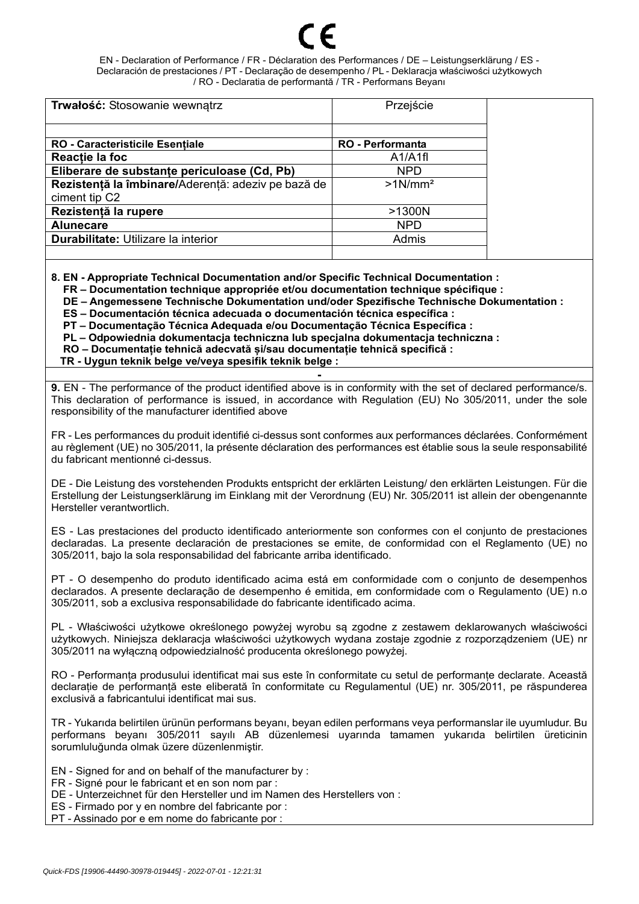CE

EN - Declaration of Performance / FR - Déclaration des Performances / DE – Leistungserklärung / ES - Declaración de prestaciones / PT - Declaração de desempenho / PL - Deklaracja właściwości użytkowych / RO - Declaratia de performantă / TR - Performans Beyanı

| **Trwałość:** Stosowanie wewnątrz | Przejście | |
|---|---|---|
| | | |
| **RO - Caracteristicile Esențiale** | **RO - Performanta** | |
| **Reacție la foc** | A1/A1fl | |
| **Eliberare de substanțe periculoase (Cd, Pb)** | NPD | |
| **Rezistență la îmbinare/**Aderență: adeziv pe bază de ciment tip C2 | >1N/mm² | |
| **Rezistență la rupere** | >1300N | |
| **Alunecare** | NPD | |
| **Durabilitate:** Utilizare la interior | Admis | |
| | | |

**8. EN - Appropriate Technical Documentation and/or Specific Technical Documentation :**
**FR – Documentation technique appropriée et/ou documentation technique spécifique :**
**DE – Angemessene Technische Dokumentation und/oder Spezifische Technische Dokumentation :**
**ES – Documentación técnica adecuada o documentación técnica específica :**
**PT – Documentação Técnica Adequada e/ou Documentação Técnica Específica :**
**PL – Odpowiednia dokumentacja techniczna lub specjalna dokumentacja techniczna :**
**RO – Documentație tehnică adecvată și/sau documentație tehnică specifică :**
**TR - Uygun teknik belge ve/veya spesifik teknik belge :**

-

**9.** EN - The performance of the product identified above is in conformity with the set of declared performance/s. This declaration of performance is issued, in accordance with Regulation (EU) No 305/2011, under the sole responsibility of the manufacturer identified above

FR - Les performances du produit identifié ci-dessus sont conformes aux performances déclarées. Conformément au règlement (UE) no 305/2011, la présente déclaration des performances est établie sous la seule responsabilité du fabricant mentionné ci-dessus.

DE - Die Leistung des vorstehenden Produkts entspricht der erklärten Leistung/ den erklärten Leistungen. Für die Erstellung der Leistungserklärung im Einklang mit der Verordnung (EU) Nr. 305/2011 ist allein der obengenannte Hersteller verantwortlich.

ES - Las prestaciones del producto identificado anteriormente son conformes con el conjunto de prestaciones declaradas. La presente declaración de prestaciones se emite, de conformidad con el Reglamento (UE) no 305/2011, bajo la sola responsabilidad del fabricante arriba identificado.

PT - O desempenho do produto identificado acima está em conformidade com o conjunto de desempenhos declarados. A presente declaração de desempenho é emitida, em conformidade com o Regulamento (UE) n.o 305/2011, sob a exclusiva responsabilidade do fabricante identificado acima.

PL - Właściwości użytkowe określonego powyżej wyrobu są zgodne z zestawem deklarowanych właściwości użytkowych. Niniejsza deklaracja właściwości użytkowych wydana zostaje zgodnie z rozporządzeniem (UE) nr 305/2011 na wyłączną odpowiedzialność producenta określonego powyżej.

RO - Performanța produsului identificat mai sus este în conformitate cu setul de performanțe declarate. Această declarație de performanță este eliberată în conformitate cu Regulamentul (UE) nr. 305/2011, pe răspunderea exclusivă a fabricantului identificat mai sus.

TR - Yukarıda belirtilen ürünün performans beyanı, beyan edilen performans veya performanslar ile uyumludur. Bu performans beyanı 305/2011 sayılı AB düzenlemesi uyarında tamamen yukarıda belirtilen üreticinin sorumluluğunda olmak üzere düzenlenmiştir.

EN - Signed for and on behalf of the manufacturer by :
FR - Signé pour le fabricant et en son nom par :
DE - Unterzeichnet für den Hersteller und im Namen des Herstellers von :
ES - Firmado por y en nombre del fabricante por :
PT - Assinado por e em nome do fabricante por :

*Quick-FDS [19906-44490-30978-019445] - 2022-07-01 - 12:21:31*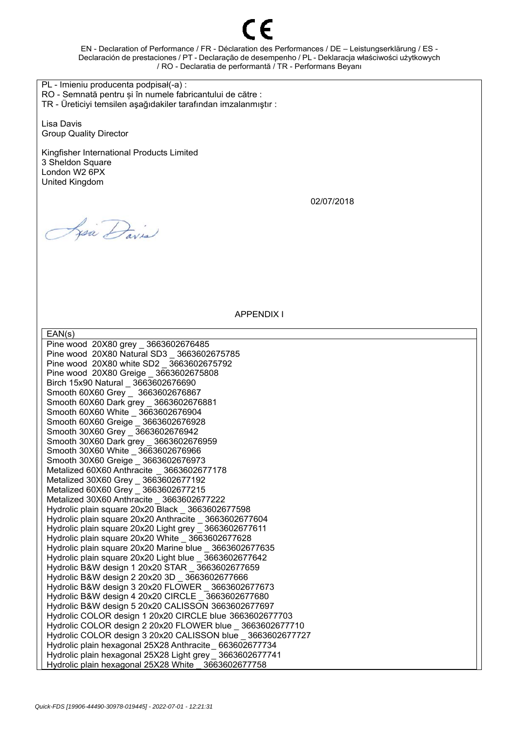CE

EN - Declaration of Performance / FR - Déclaration des Performances / DE – Leistungserklärung / ES - Declaración de prestaciones / PT - Declaração de desempenho / PL - Deklaracja właściwości użytkowych / RO - Declaratia de performantă / TR - Performans Beyanı

PL - Imieniu producenta podpisał(-a) :
RO - Semnată pentru și în numele fabricantului de către :
TR - Üreticiyi temsilen aşağıdakiler tarafından imzalanmıştır :

Lisa Davis
Group Quality Director

Kingfisher International Products Limited
3 Sheldon Square
London W2 6PX
United Kingdom

02/07/2018

Lisa Davis

APPENDIX I

| EAN(s) |
|---|
| Pine wood 20X80 grey _ 3663602676485 |
| Pine wood 20X80 Natural SD3 _ 3663602675785 |
| Pine wood 20X80 white SD2 _ 3663602675792 |
| Pine wood 20X80 Greige _ 3663602675808 |
| Birch 15x90 Natural _ 3663602676690 |
| Smooth 60X60 Grey _ 3663602676867 |
| Smooth 60X60 Dark grey _ 3663602676881 |
| Smooth 60X60 White _ 3663602676904 |
| Smooth 60X60 Greige _ 3663602676928 |
| Smooth 30X60 Grey _ 3663602676942 |
| Smooth 30X60 Dark grey _ 3663602676959 |
| Smooth 30X60 White _ 3663602676966 |
| Smooth 30X60 Greige _ 3663602676973 |
| Metalized 60X60 Anthracite _ 3663602677178 |
| Metalized 30X60 Grey _ 3663602677192 |
| Metalized 60X60 Grey _ 3663602677215 |
| Metalized 30X60 Anthracite _ 3663602677222 |
| Hydrolic plain square 20x20 Black _ 3663602677598 |
| Hydrolic plain square 20x20 Anthracite _ 3663602677604 |
| Hydrolic plain square 20x20 Light grey _ 3663602677611 |
| Hydrolic plain square 20x20 White _ 3663602677628 |
| Hydrolic plain square 20x20 Marine blue _ 3663602677635 |
| Hydrolic plain square 20x20 Light blue _ 3663602677642 |
| Hydrolic B&W design 1 20x20 STAR _ 3663602677659 |
| Hydrolic B&W design 2 20x20 3D _ 3663602677666 |
| Hydrolic B&W design 3 20x20 FLOWER _ 3663602677673 |
| Hydrolic B&W design 4 20x20 CIRCLE _ 3663602677680 |
| Hydrolic B&W design 5 20x20 CALISSON 3663602677697 |
| Hydrolic COLOR design 1 20x20 CIRCLE blue 3663602677703 |
| Hydrolic COLOR design 2 20x20 FLOWER blue _ 3663602677710 |
| Hydrolic COLOR design 3 20x20 CALISSON blue _ 3663602677727 |
| Hydrolic plain hexagonal 25X28 Anthracite _ 663602677734 |
| Hydrolic plain hexagonal 25X28 Light grey _ 3663602677741 |
| Hydrolic plain hexagonal 25X28 White _ 3663602677758 |

*Quick-FDS [19906-44490-30978-019445] - 2022-07-01 - 12:21:31*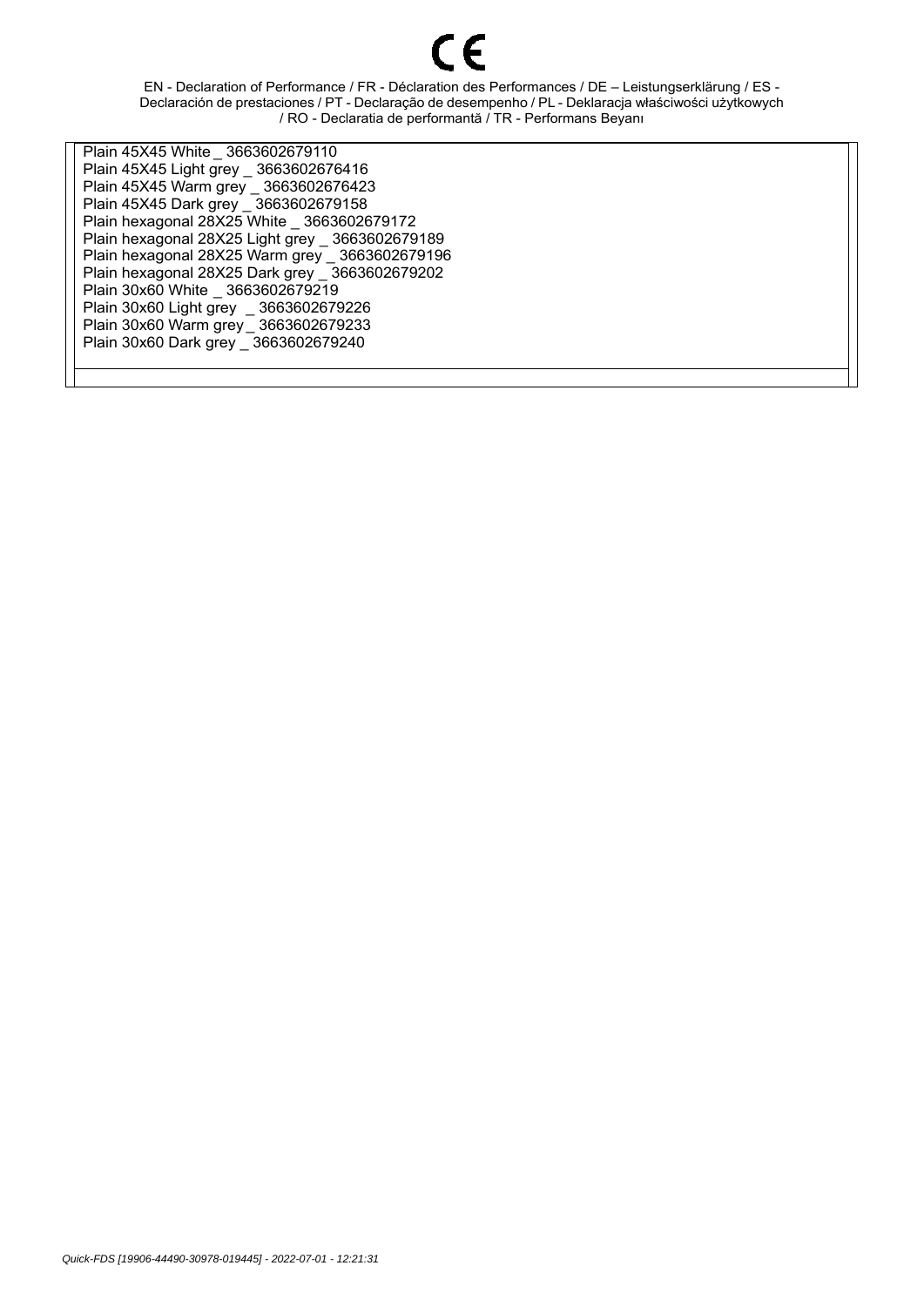CE

EN - Declaration of Performance / FR - Déclaration des Performances / DE – Leistungserklärung / ES - Declaración de prestaciones / PT - Declaração de desempenho / PL - Deklaracja właściwości użytkowych / RO - Declaratia de performantă / TR - Performans Beyanı

| |
|---|
| Plain 45X45 White _ 3663602679110<br>Plain 45X45 Light grey _ 3663602676416<br>Plain 45X45 Warm grey _ 3663602676423<br>Plain 45X45 Dark grey _ 3663602679158<br>Plain hexagonal 28X25 White _ 3663602679172<br>Plain hexagonal 28X25 Light grey _ 3663602679189<br>Plain hexagonal 28X25 Warm grey _ 3663602679196<br>Plain hexagonal 28X25 Dark grey _ 3663602679202<br>Plain 30x60 White _ 3663602679219<br>Plain 30x60 Light grey _ 3663602679226<br>Plain 30x60 Warm grey _ 3663602679233<br>Plain 30x60 Dark grey _ 3663602679240 |
| |

*Quick-FDS [19906-44490-30978-019445] - 2022-07-01 - 12:21:31*